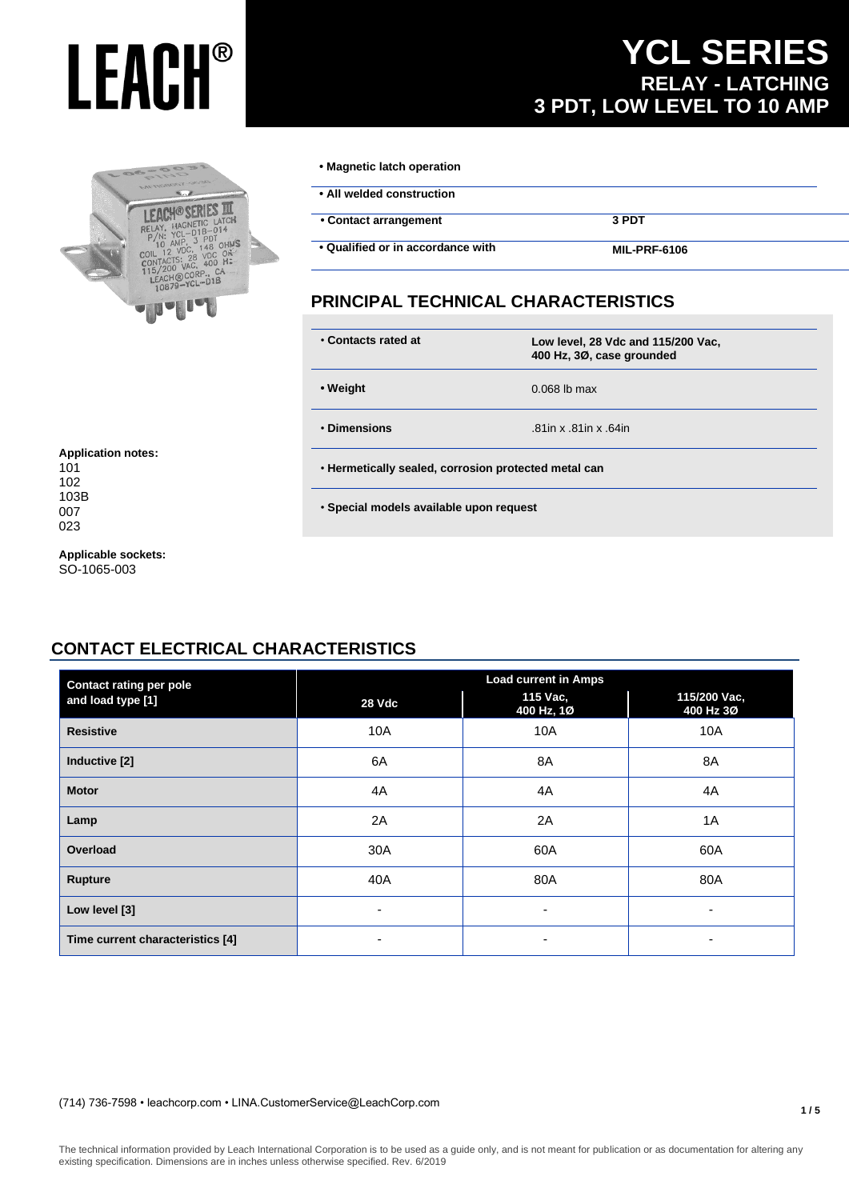# LEACH®

# YCL SERIES

## RELAY - LATCHING

## 3 PDT, LOW LEVEL TO 10 AMP

- **Magnetic latch operation**
- **All welded construction**

| | |
|---|---|
| **• Contact arrangement** | **3 PDT** |
| **• Qualified or in accordance with** | **MIL-PRF-6106** |

**Application notes:**
101
102
103B
007
023

**Applicable sockets:**
SO-1065-003

## PRINCIPAL TECHNICAL CHARACTERISTICS

| | |
|---|---|
| **• Contacts rated at** | **Low level, 28 Vdc and 115/200 Vac, 400 Hz, 3Ø, case grounded** |
| **• Weight** | 0.068 lb max |
| **• Dimensions** | .81in x .81in x .64in |

- **Hermetically sealed, corrosion protected metal can**
- **Special models available upon request**

## CONTACT ELECTRICAL CHARACTERISTICS

| Contact rating per pole and load type [1] | Load current in Amps | | |
|---|---|---|---|
| | **28 Vdc** | **115 Vac, 400 Hz, 1Ø** | **115/200 Vac, 400 Hz 3Ø** |
| **Resistive** | 10A | 10A | 10A |
| **Inductive [2]** | 6A | 8A | 8A |
| **Motor** | 4A | 4A | 4A |
| **Lamp** | 2A | 2A | 1A |
| **Overload** | 30A | 60A | 60A |
| **Rupture** | 40A | 80A | 80A |
| **Low level [3]** | - | - | - |
| **Time current characteristics [4]** | - | - | - |

(714) 736-7598 • leachcorp.com • LINA.CustomerService@LeachCorp.com

The technical information provided by Leach International Corporation is to be used as a guide only, and is not meant for publication or as documentation for altering any existing specification. Dimensions are in inches unless otherwise specified. Rev. 6/2019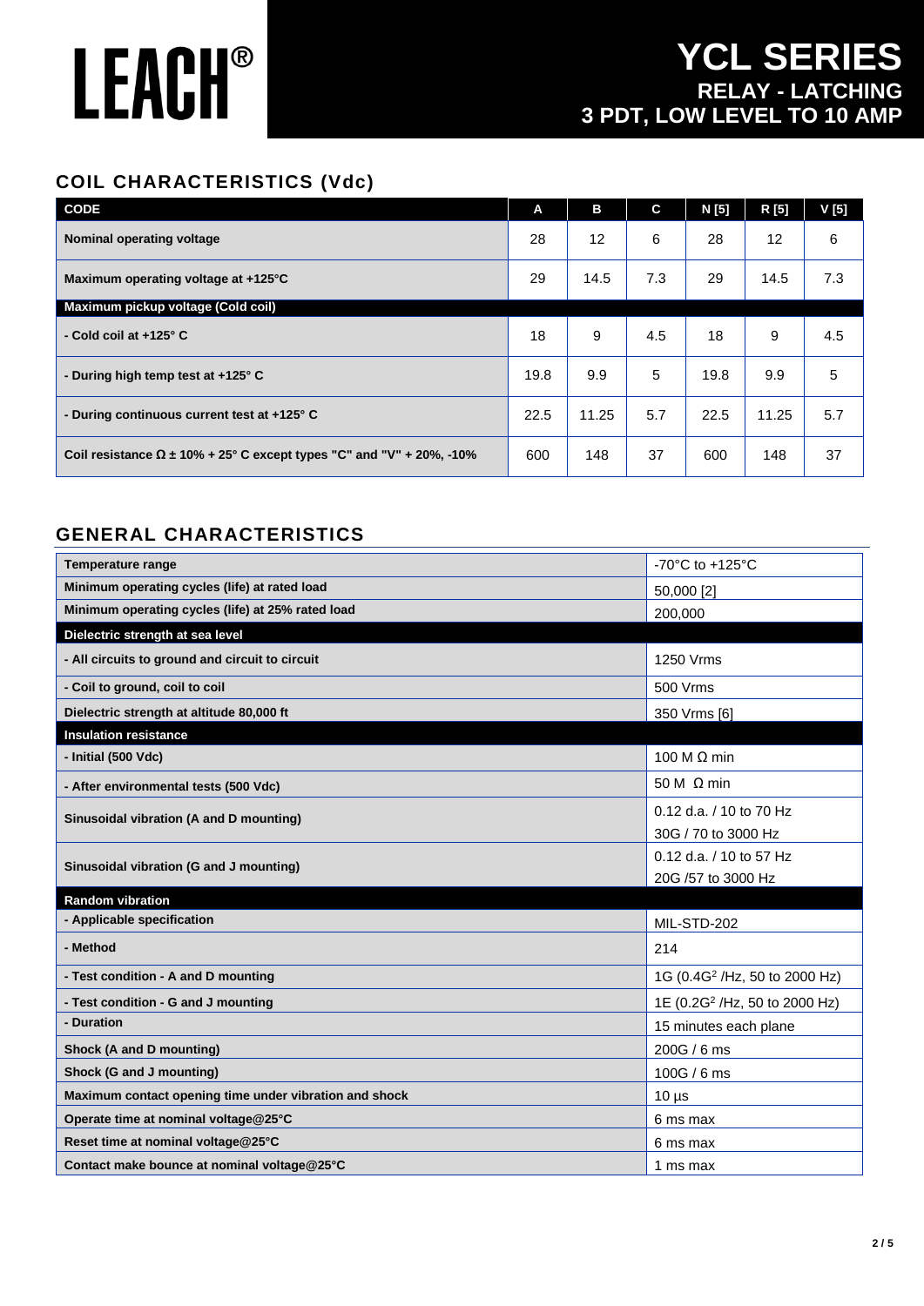# LEACH®

## YCL SERIES
### RELAY - LATCHING
### 3 PDT, LOW LEVEL TO 10 AMP

## COIL CHARACTERISTICS (Vdc)

| CODE | A | B | C | N [5] | R [5] | V [5] |
|---|---|---|---|---|---|---|
| Nominal operating voltage | 28 | 12 | 6 | 28 | 12 | 6 |
| Maximum operating voltage at +125°C | 29 | 14.5 | 7.3 | 29 | 14.5 | 7.3 |
| **Maximum pickup voltage (Cold coil)** | | | | | | |
| - Cold coil at +125° C | 18 | 9 | 4.5 | 18 | 9 | 4.5 |
| - During high temp test at +125° C | 19.8 | 9.9 | 5 | 19.8 | 9.9 | 5 |
| - During continuous current test at +125° C | 22.5 | 11.25 | 5.7 | 22.5 | 11.25 | 5.7 |
| Coil resistance Ω ± 10% + 25° C except types "C" and "V" + 20%, -10% | 600 | 148 | 37 | 600 | 148 | 37 |

## GENERAL CHARACTERISTICS

| | |
|---|---|
| Temperature range | -70°C to +125°C |
| Minimum operating cycles (life) at rated load | 50,000 [2] |
| Minimum operating cycles (life) at 25% rated load | 200,000 |
| **Dielectric strength at sea level** | |
| - All circuits to ground and circuit to circuit | 1250 Vrms |
| - Coil to ground, coil to coil | 500 Vrms |
| Dielectric strength at altitude 80,000 ft | 350 Vrms [6] |
| **Insulation resistance** | |
| - Initial (500 Vdc) | 100 M Ω min |
| - After environmental tests (500 Vdc) | 50 M Ω min |
| Sinusoidal vibration (A and D mounting) | 0.12 d.a. / 10 to 70 Hz<br>30G / 70 to 3000 Hz |
| Sinusoidal vibration (G and J mounting) | 0.12 d.a. / 10 to 57 Hz<br>20G /57 to 3000 Hz |
| **Random vibration** | |
| - Applicable specification | MIL-STD-202 |
| - Method | 214 |
| - Test condition - A and D mounting | 1G (0.4G$^2$ /Hz, 50 to 2000 Hz) |
| - Test condition - G and J mounting | 1E (0.2G$^2$ /Hz, 50 to 2000 Hz) |
| - Duration | 15 minutes each plane |
| Shock (A and D mounting) | 200G / 6 ms |
| Shock (G and J mounting) | 100G / 6 ms |
| Maximum contact opening time under vibration and shock | 10 µs |
| Operate time at nominal voltage@25°C | 6 ms max |
| Reset time at nominal voltage@25°C | 6 ms max |
| Contact make bounce at nominal voltage@25°C | 1 ms max |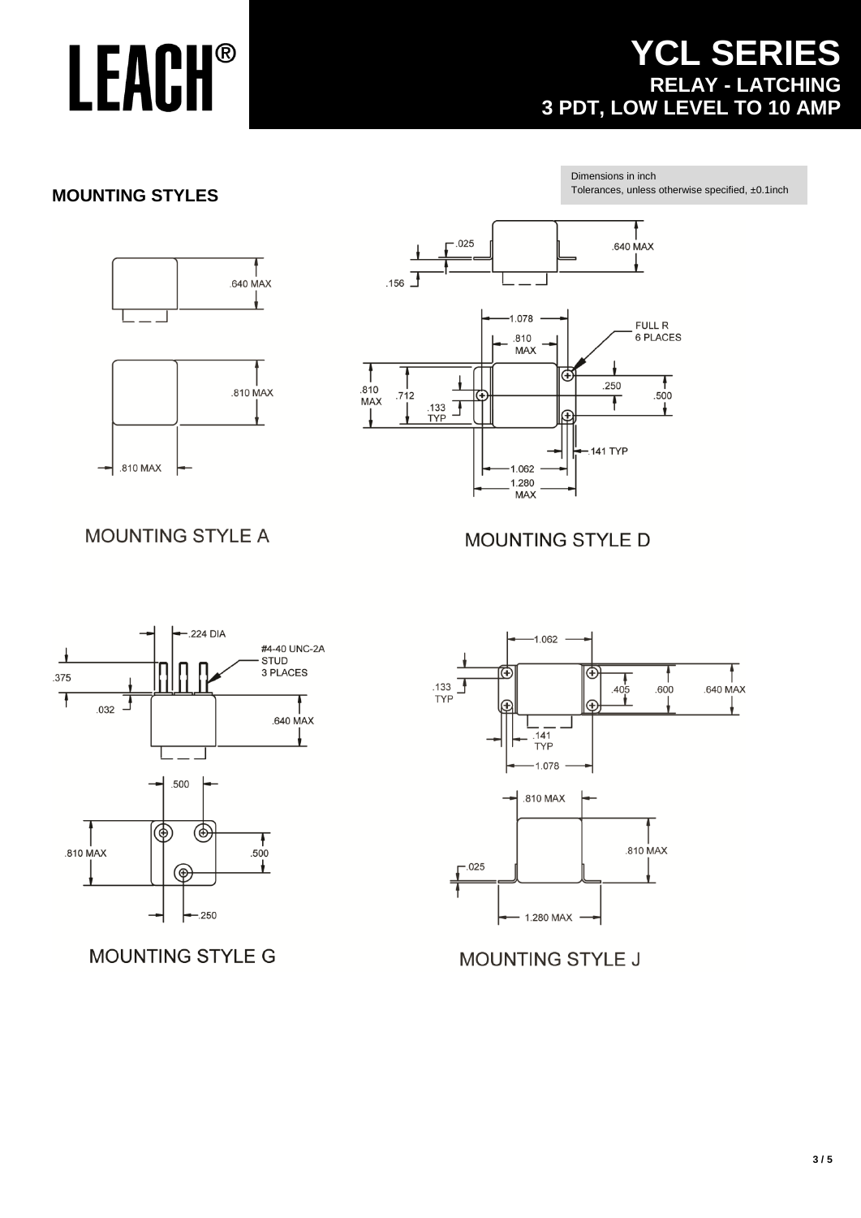# YCL SERIES

## RELAY - LATCHING
## 3 PDT, LOW LEVEL TO 10 AMP

Dimensions in inch
Tolerances, unless otherwise specified, ±0.1inch

## MOUNTING STYLES

.640 MAX

.810 MAX

.810 MAX

MOUNTING STYLE A

.025 .640 MAX .156

1.078 .810 MAX FULL R 6 PLACES

.810 MAX .712 .133 TYP .250 .500

.141 TYP 1.062 1.280 MAX

MOUNTING STYLE D

.224 DIA #4-40 UNC-2A STUD 3 PLACES

.375 .032 .640 MAX

.500 .810 MAX .500 .250

MOUNTING STYLE G

1.062 .133 TYP .405 .600 .640 MAX

.141 TYP 1.078

.810 MAX .810 MAX .025 1.280 MAX

MOUNTING STYLE J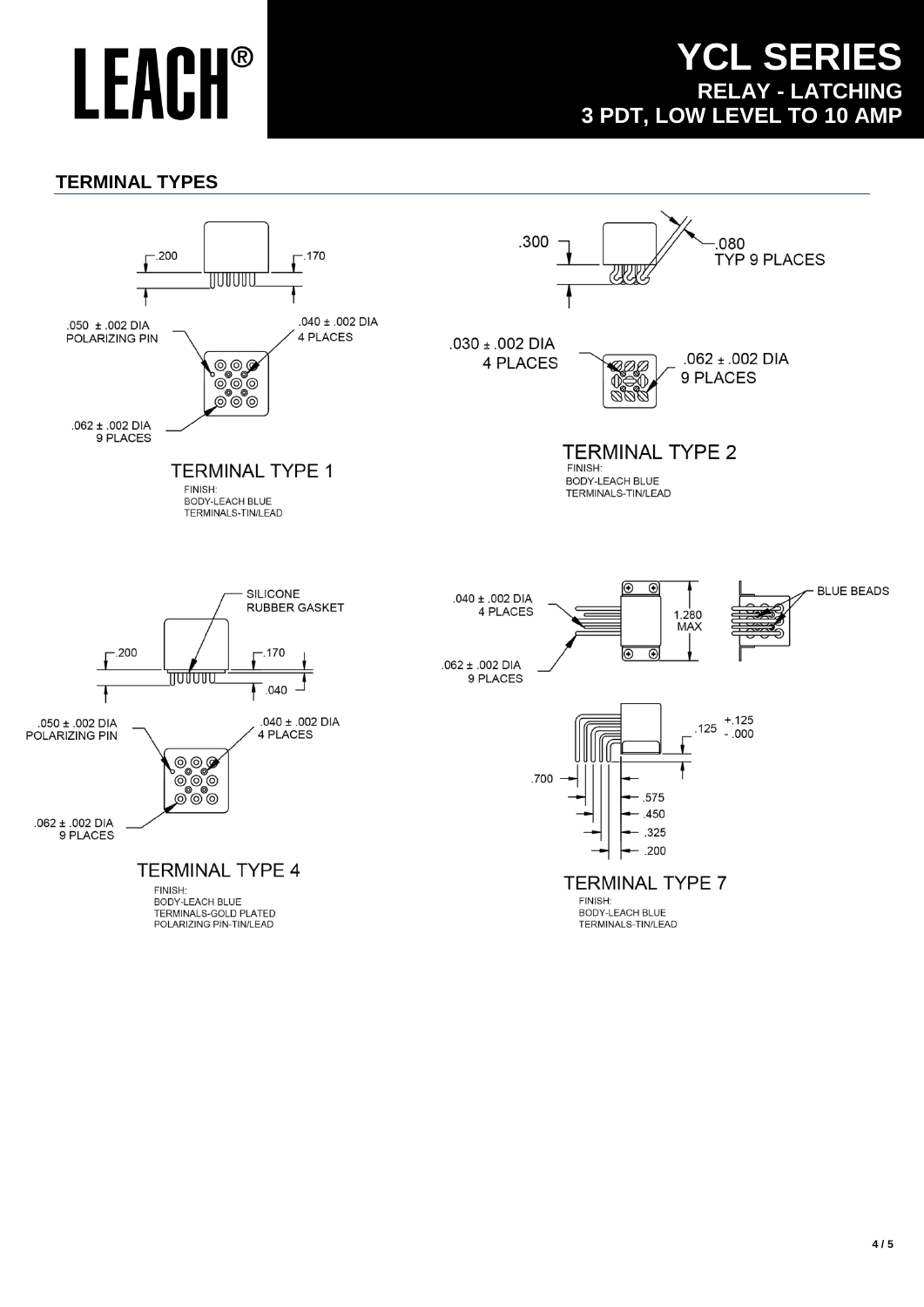## TERMINAL TYPES

.200

.170

.050 ± .002 DIA
POLARIZING PIN

.040 ± .002 DIA
4 PLACES

.062 ± .002 DIA
9 PLACES

### TERMINAL TYPE 1

FINISH:
BODY-LEACH BLUE
TERMINALS-TIN/LEAD

.300

.080
TYP 9 PLACES

.030 ± .002 DIA
4 PLACES

.062 ± .002 DIA
9 PLACES

### TERMINAL TYPE 2

FINISH:
BODY-LEACH BLUE
TERMINALS-TIN/LEAD

SILICONE
RUBBER GASKET

.200

.170

.040

.050 ± .002 DIA
POLARIZING PIN

.040 ± .002 DIA
4 PLACES

.062 ± .002 DIA
9 PLACES

### TERMINAL TYPE 4

FINISH:
BODY-LEACH BLUE
TERMINALS-GOLD PLATED
POLARIZING PIN-TIN/LEAD

.040 ± .002 DIA
4 PLACES

.062 ± .002 DIA
9 PLACES

1.280
MAX

BLUE BEADS

.125 $^{+.125}_{-.000}$

.700

.575

.450

.325

.200

### TERMINAL TYPE 7

FINISH:
BODY-LEACH BLUE
TERMINALS-TIN/LEAD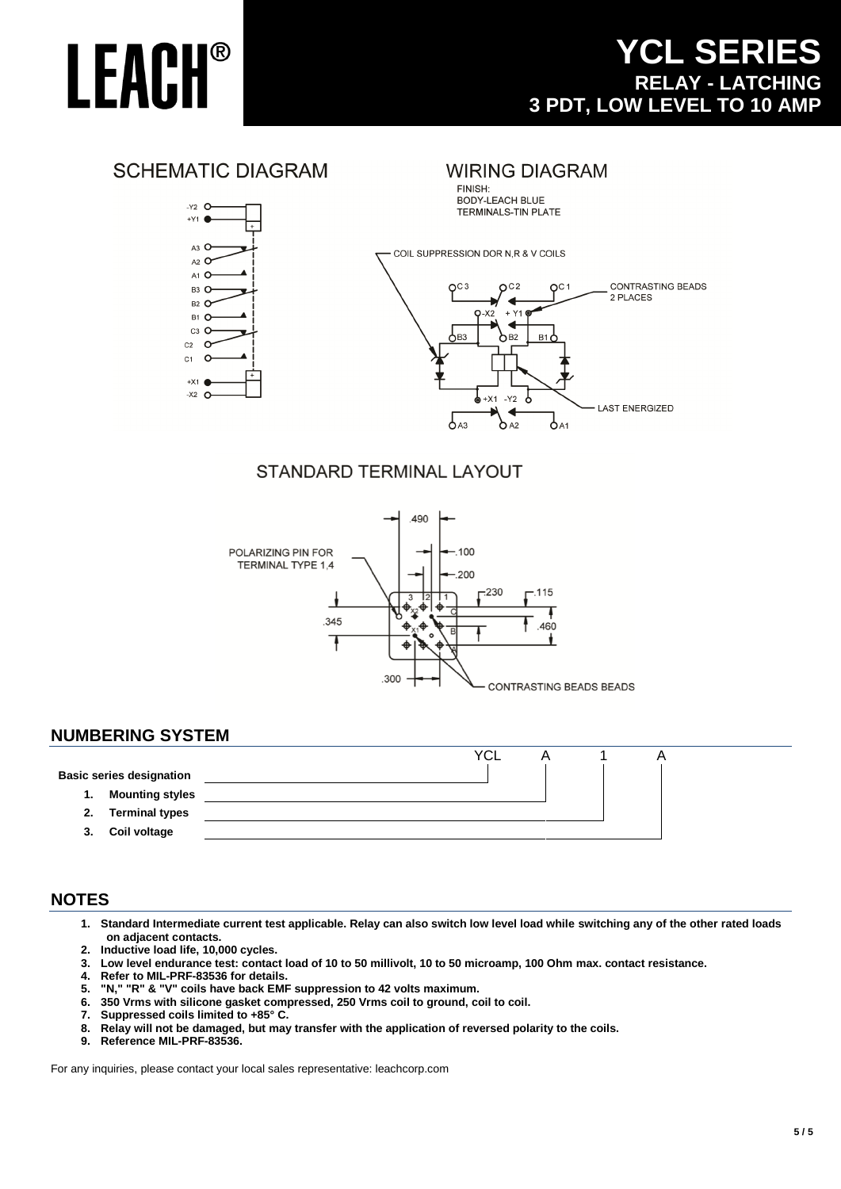# YCL SERIES

## RELAY - LATCHING
## 3 PDT, LOW LEVEL TO 10 AMP

SCHEMATIC DIAGRAM

-Y2
+Y1
A3
A2
A1
B3
B2
B1
C3
C2
C1
+X1
-X2

WIRING DIAGRAM

FINISH:
BODY-LEACH BLUE
TERMINALS-TIN PLATE

COIL SUPPRESSION DOR N,R & V COILS

C3 C2 C1
CONTRASTING BEADS
2 PLACES
-X2 + Y1
B3 B2 B1
+X1 -Y2
LAST ENERGIZED
A3 A2 A1

STANDARD TERMINAL LAYOUT

.490
POLARIZING PIN FOR TERMINAL TYPE 1,4
.100
.200
.230
.115
.345
.460
.300
CONTRASTING BEADS BEADS

## NUMBERING SYSTEM

YCL A 1 A

Basic series designation

1. Mounting styles
2. Terminal types
3. Coil voltage

## NOTES

1. **Standard Intermediate current test applicable. Relay can also switch low level load while switching any of the other rated loads on adjacent contacts.**
2. **Inductive load life, 10,000 cycles.**
3. **Low level endurance test: contact load of 10 to 50 millivolt, 10 to 50 microamp, 100 Ohm max. contact resistance.**
4. **Refer to MIL-PRF-83536 for details.**
5. **"N," "R" & "V" coils have back EMF suppression to 42 volts maximum.**
6. **350 Vrms with silicone gasket compressed, 250 Vrms coil to ground, coil to coil.**
7. **Suppressed coils limited to +85° C.**
8. **Relay will not be damaged, but may transfer with the application of reversed polarity to the coils.**
9. **Reference MIL-PRF-83536.**

For any inquiries, please contact your local sales representative: leachcorp.com